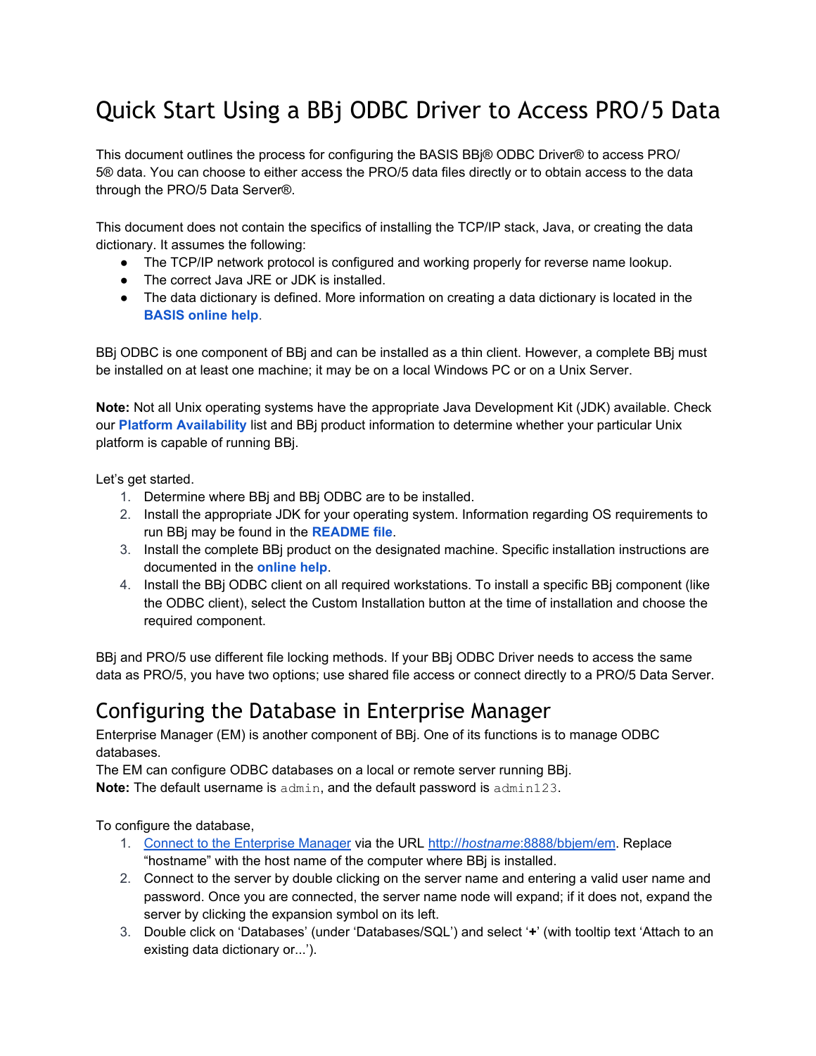# Quick Start Using a BBj ODBC Driver to Access PRO/5 Data

This document outlines the process for configuring the BASIS BBj® ODBC Driver® to access PRO/5® data. You can choose to either access the PRO/5 data files directly or to obtain access to the data through the PRO/5 Data Server®.

This document does not contain the specifics of installing the TCP/IP stack, Java, or creating the data dictionary. It assumes the following:

- The TCP/IP network protocol is configured and working properly for reverse name lookup.
- The correct Java JRE or JDK is installed.
- The data dictionary is defined. More information on creating a data dictionary is located in the **BASIS online help**.

BBj ODBC is one component of BBj and can be installed as a thin client. However, a complete BBj must be installed on at least one machine; it may be on a local Windows PC or on a Unix Server.

**Note:** Not all Unix operating systems have the appropriate Java Development Kit (JDK) available. Check our **Platform Availability** list and BBj product information to determine whether your particular Unix platform is capable of running BBj.

Let's get started.

1. Determine where BBj and BBj ODBC are to be installed.
2. Install the appropriate JDK for your operating system. Information regarding OS requirements to run BBj may be found in the **README file**.
3. Install the complete BBj product on the designated machine. Specific installation instructions are documented in the **online help**.
4. Install the BBj ODBC client on all required workstations. To install a specific BBj component (like the ODBC client), select the Custom Installation button at the time of installation and choose the required component.

BBj and PRO/5 use different file locking methods. If your BBj ODBC Driver needs to access the same data as PRO/5, you have two options; use shared file access or connect directly to a PRO/5 Data Server.

## Configuring the Database in Enterprise Manager

Enterprise Manager (EM) is another component of BBj. One of its functions is to manage ODBC databases.
The EM can configure ODBC databases on a local or remote server running BBj.
**Note:** The default username is `admin`, and the default password is `admin123`.

To configure the database,

1. Connect to the Enterprise Manager via the URL http://*hostname*:8888/bbjem/em. Replace "hostname" with the host name of the computer where BBj is installed.
2. Connect to the server by double clicking on the server name and entering a valid user name and password. Once you are connected, the server name node will expand; if it does not, expand the server by clicking the expansion symbol on its left.
3. Double click on 'Databases' (under 'Databases/SQL') and select '**+**' (with tooltip text 'Attach to an existing data dictionary or...').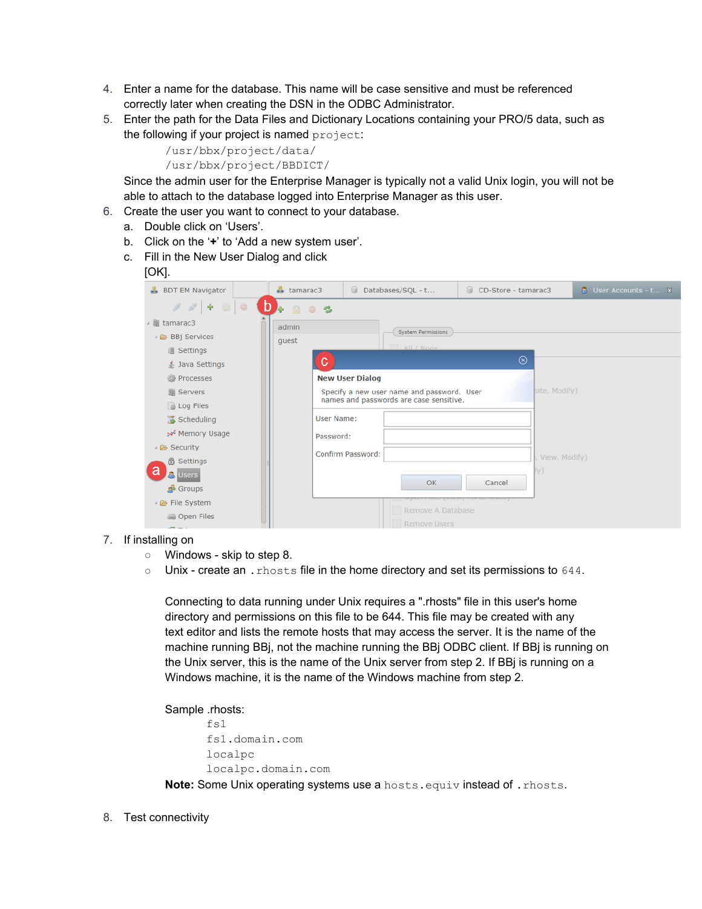4. Enter a name for the database. This name will be case sensitive and must be referenced correctly later when creating the DSN in the ODBC Administrator.
5. Enter the path for the Data Files and Dictionary Locations containing your PRO/5 data, such as the following if your project is named `project`:

   ```
   /usr/bbx/project/data/
   /usr/bbx/project/BBDICT/
   ```

   Since the admin user for the Enterprise Manager is typically not a valid Unix login, you will not be able to attach to the database logged into Enterprise Manager as this user.
6. Create the user you want to connect to your database.
   a. Double click on 'Users'.
   b. Click on the '**+**' to 'Add a new system user'.
   c. Fill in the New User Dialog and click [OK].
7. If installing on
   - Windows - skip to step 8.
   - Unix - create an `.rhosts` file in the home directory and set its permissions to `644`.

     Connecting to data running under Unix requires a ".rhosts" file in this user's home directory and permissions on this file to be 644. This file may be created with any text editor and lists the remote hosts that may access the server. It is the name of the machine running BBj, not the machine running the BBj ODBC client. If BBj is running on the Unix server, this is the name of the Unix server from step 2. If BBj is running on a Windows machine, it is the name of the Windows machine from step 2.

     Sample .rhosts:

     ```
     fs1
     fs1.domain.com
     localpc
     localpc.domain.com
     ```

     **Note:** Some Unix operating systems use a `hosts.equiv` instead of `.rhosts`.
8. Test connectivity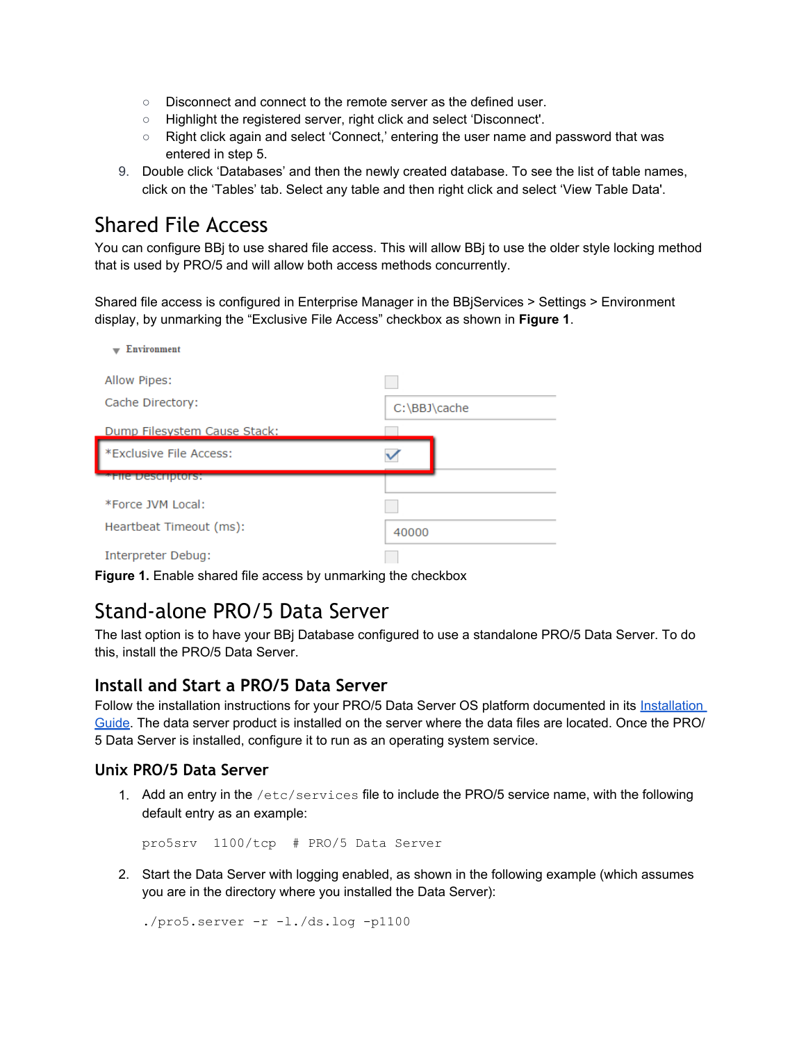- Disconnect and connect to the remote server as the defined user.
- Highlight the registered server, right click and select 'Disconnect'.
- Right click again and select 'Connect,' entering the user name and password that was entered in step 5.

9. Double click 'Databases' and then the newly created database. To see the list of table names, click on the 'Tables' tab. Select any table and then right click and select 'View Table Data'.

# Shared File Access

You can configure BBj to use shared file access. This will allow BBj to use the older style locking method that is used by PRO/5 and will allow both access methods concurrently.

Shared file access is configured in Enterprise Manager in the BBjServices > Settings > Environment display, by unmarking the "Exclusive File Access" checkbox as shown in **Figure 1**.

**Figure 1.** Enable shared file access by unmarking the checkbox

# Stand-alone PRO/5 Data Server

The last option is to have your BBj Database configured to use a standalone PRO/5 Data Server. To do this, install the PRO/5 Data Server.

## Install and Start a PRO/5 Data Server

Follow the installation instructions for your PRO/5 Data Server OS platform documented in its Installation Guide. The data server product is installed on the server where the data files are located. Once the PRO/5 Data Server is installed, configure it to run as an operating system service.

### Unix PRO/5 Data Server

1. Add an entry in the `/etc/services` file to include the PRO/5 service name, with the following default entry as an example:

```
pro5srv  1100/tcp  # PRO/5 Data Server
```

2. Start the Data Server with logging enabled, as shown in the following example (which assumes you are in the directory where you installed the Data Server):

```
./pro5.server -r -l./ds.log -p1100
```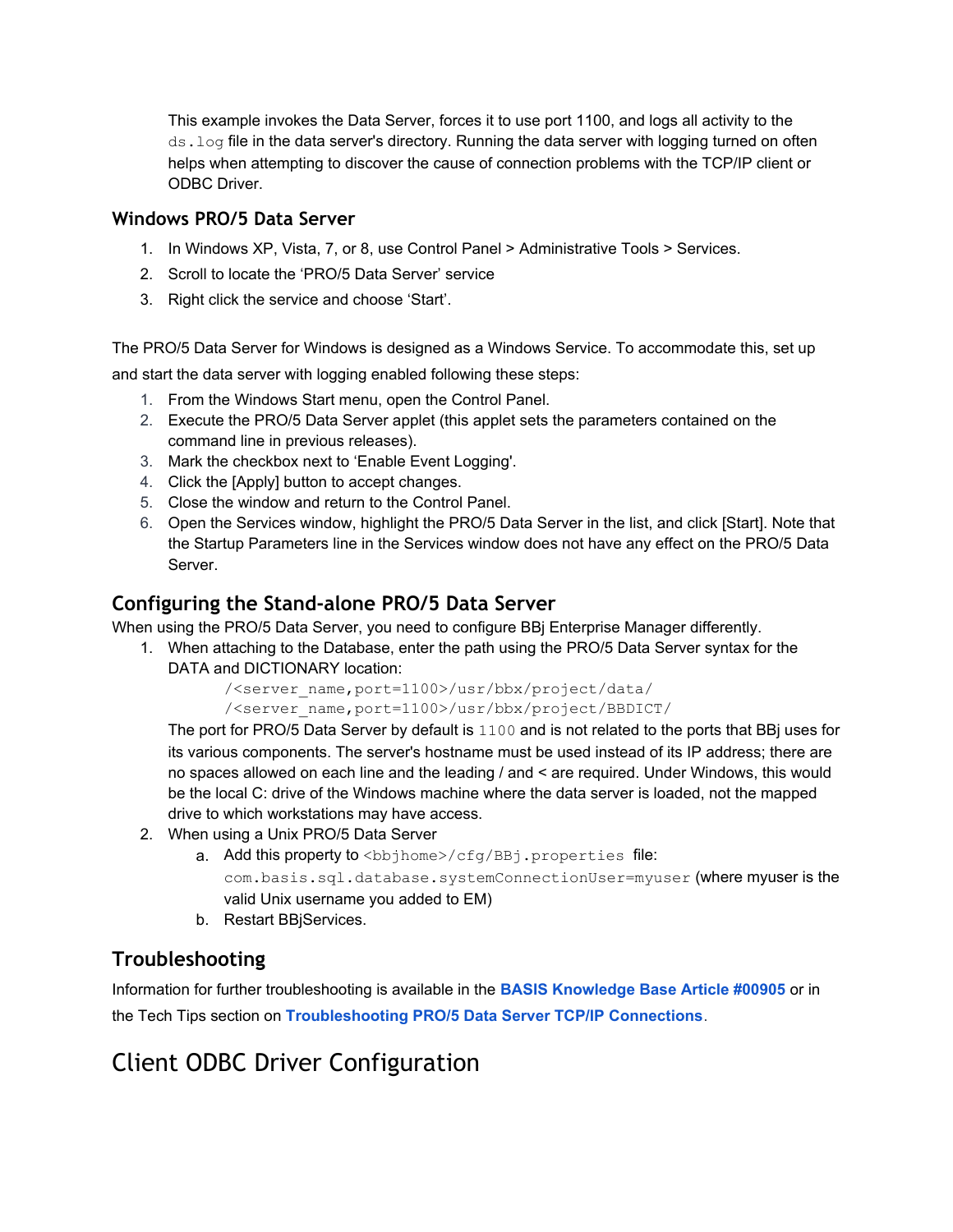This example invokes the Data Server, forces it to use port 1100, and logs all activity to the `ds.log` file in the data server's directory. Running the data server with logging turned on often helps when attempting to discover the cause of connection problems with the TCP/IP client or ODBC Driver.

### Windows PRO/5 Data Server

1. In Windows XP, Vista, 7, or 8, use Control Panel > Administrative Tools > Services.
2. Scroll to locate the 'PRO/5 Data Server' service
3. Right click the service and choose 'Start'.

The PRO/5 Data Server for Windows is designed as a Windows Service. To accommodate this, set up and start the data server with logging enabled following these steps:

1. From the Windows Start menu, open the Control Panel.
2. Execute the PRO/5 Data Server applet (this applet sets the parameters contained on the command line in previous releases).
3. Mark the checkbox next to 'Enable Event Logging'.
4. Click the [Apply] button to accept changes.
5. Close the window and return to the Control Panel.
6. Open the Services window, highlight the PRO/5 Data Server in the list, and click [Start]. Note that the Startup Parameters line in the Services window does not have any effect on the PRO/5 Data Server.

### Configuring the Stand-alone PRO/5 Data Server

When using the PRO/5 Data Server, you need to configure BBj Enterprise Manager differently.

1. When attaching to the Database, enter the path using the PRO/5 Data Server syntax for the DATA and DICTIONARY location:
   ```
   /<server_name,port=1100>/usr/bbx/project/data/
   /<server_name,port=1100>/usr/bbx/project/BBDICT/
   ```
   The port for PRO/5 Data Server by default is `1100` and is not related to the ports that BBj uses for its various components. The server's hostname must be used instead of its IP address; there are no spaces allowed on each line and the leading / and < are required. Under Windows, this would be the local C: drive of the Windows machine where the data server is loaded, not the mapped drive to which workstations may have access.
2. When using a Unix PRO/5 Data Server
   a. Add this property to `<bbjhome>/cfg/BBj.properties` file:
      `com.basis.sql.database.systemConnectionUser=myuser` (where myuser is the valid Unix username you added to EM)
   b. Restart BBjServices.

### Troubleshooting

Information for further troubleshooting is available in the **BASIS Knowledge Base Article #00905** or in the Tech Tips section on **Troubleshooting PRO/5 Data Server TCP/IP Connections**.

## Client ODBC Driver Configuration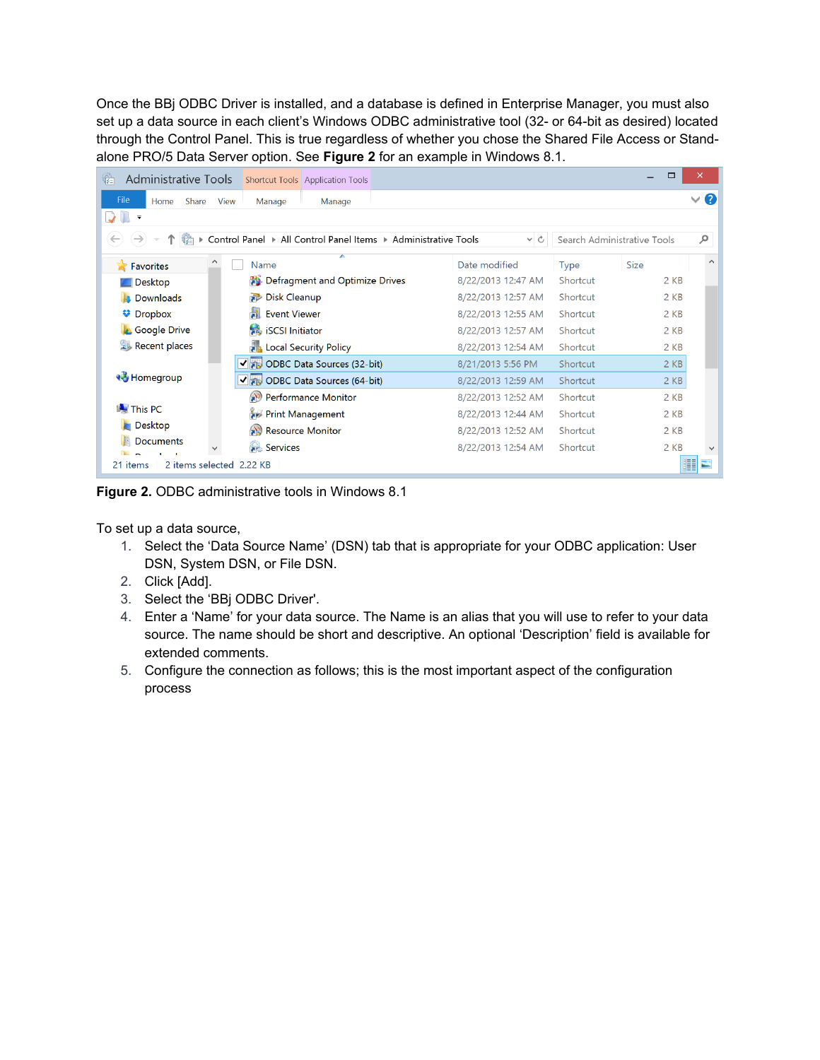Once the BBj ODBC Driver is installed, and a database is defined in Enterprise Manager, you must also set up a data source in each client's Windows ODBC administrative tool (32- or 64-bit as desired) located through the Control Panel. This is true regardless of whether you chose the Shared File Access or Stand-alone PRO/5 Data Server option. See **Figure 2** for an example in Windows 8.1.

**Figure 2.** ODBC administrative tools in Windows 8.1

To set up a data source,

1. Select the 'Data Source Name' (DSN) tab that is appropriate for your ODBC application: User DSN, System DSN, or File DSN.
2. Click [Add].
3. Select the 'BBj ODBC Driver'.
4. Enter a 'Name' for your data source. The Name is an alias that you will use to refer to your data source. The name should be short and descriptive. An optional 'Description' field is available for extended comments.
5. Configure the connection as follows; this is the most important aspect of the configuration process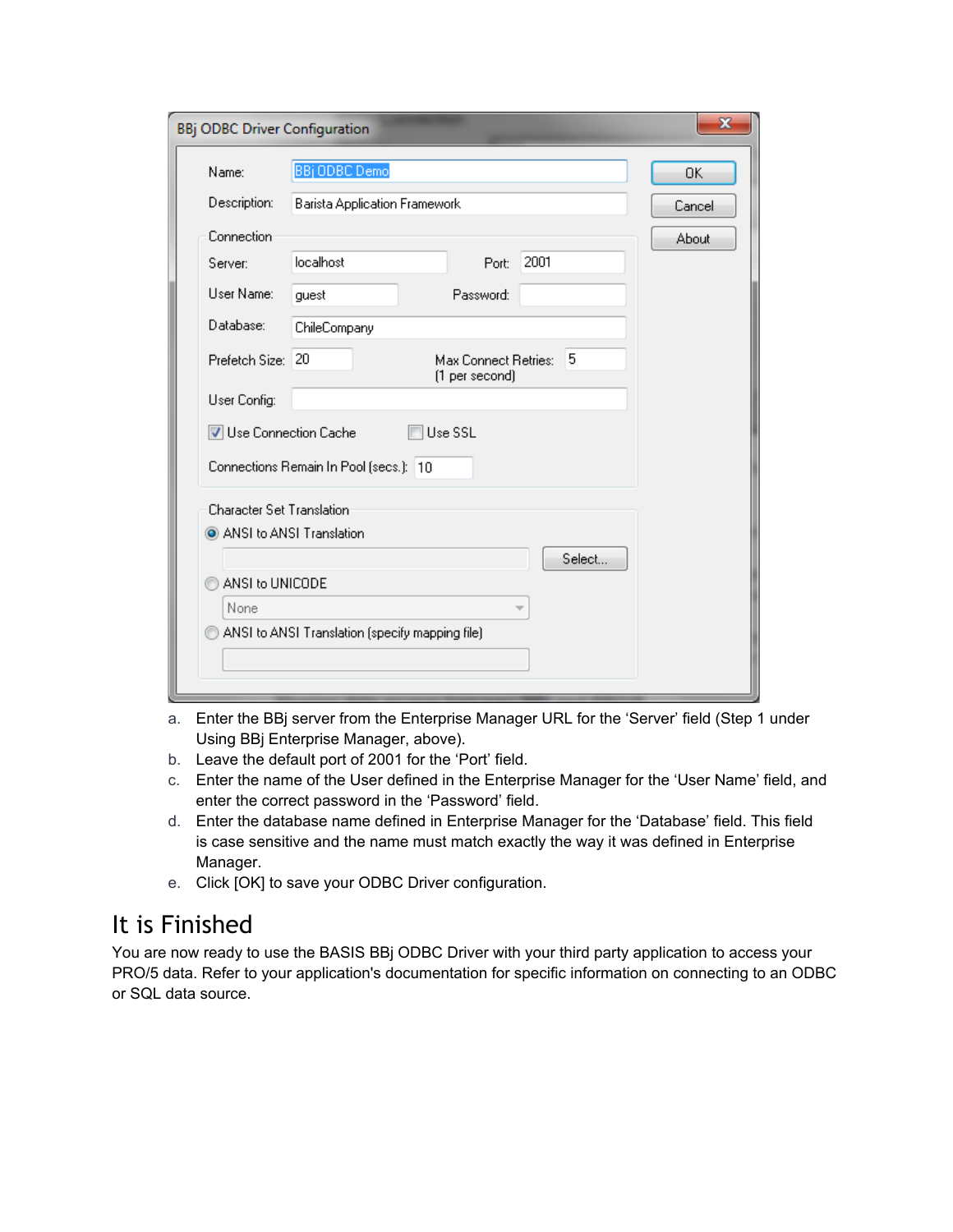a. Enter the BBj server from the Enterprise Manager URL for the 'Server' field (Step 1 under Using BBj Enterprise Manager, above).
b. Leave the default port of 2001 for the 'Port' field.
c. Enter the name of the User defined in the Enterprise Manager for the 'User Name' field, and enter the correct password in the 'Password' field.
d. Enter the database name defined in Enterprise Manager for the 'Database' field. This field is case sensitive and the name must match exactly the way it was defined in Enterprise Manager.
e. Click [OK] to save your ODBC Driver configuration.

## It is Finished

You are now ready to use the BASIS BBj ODBC Driver with your third party application to access your PRO/5 data. Refer to your application's documentation for specific information on connecting to an ODBC or SQL data source.